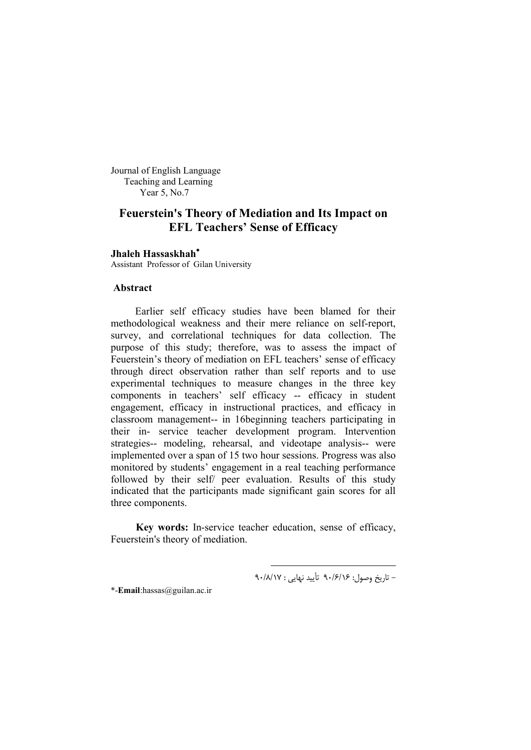Journal of English Language
Teaching and Learning
Year 5, No.7

# Feuerstein's Theory of Mediation and Its Impact on EFL Teachers' Sense of Efficacy

**Jhaleh Hassaskhah***
Assistant Professor of Gilan University

## Abstract

Earlier self efficacy studies have been blamed for their methodological weakness and their mere reliance on self-report, survey, and correlational techniques for data collection. The purpose of this study; therefore, was to assess the impact of Feuerstein's theory of mediation on EFL teachers' sense of efficacy through direct observation rather than self reports and to use experimental techniques to measure changes in the three key components in teachers' self efficacy -- efficacy in student engagement, efficacy in instructional practices, and efficacy in classroom management-- in 16beginning teachers participating in their in- service teacher development program. Intervention strategies-- modeling, rehearsal, and videotape analysis-- were implemented over a span of 15 two hour sessions. Progress was also monitored by students' engagement in a real teaching performance followed by their self/ peer evaluation. Results of this study indicated that the participants made significant gain scores for all three components.

**Key words:** In-service teacher education, sense of efficacy, Feuerstein's theory of mediation.

– تاریخ وصول: ۹۰/۶/۱۶ تأیید نهایی : ۹۰/۸/۱۷

*-**Email**:hassas@guilan.ac.ir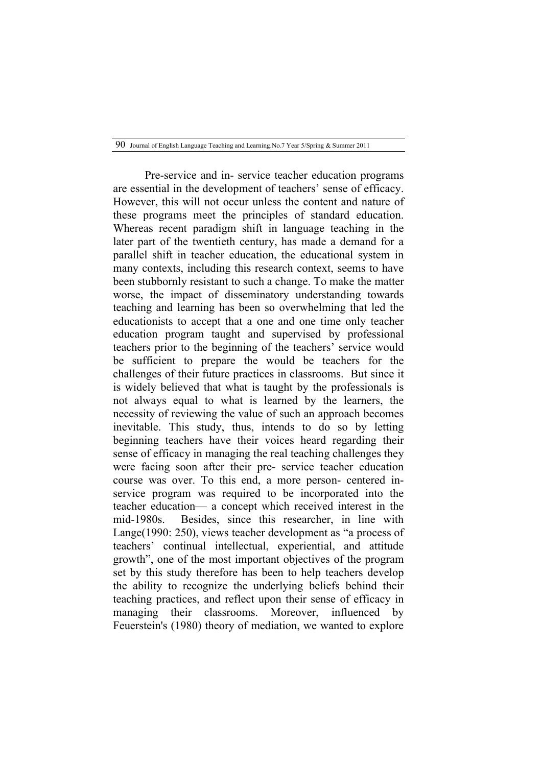Pre-service and in- service teacher education programs are essential in the development of teachers' sense of efficacy. However, this will not occur unless the content and nature of these programs meet the principles of standard education. Whereas recent paradigm shift in language teaching in the later part of the twentieth century, has made a demand for a parallel shift in teacher education, the educational system in many contexts, including this research context, seems to have been stubbornly resistant to such a change. To make the matter worse, the impact of disseminatory understanding towards teaching and learning has been so overwhelming that led the educationists to accept that a one and one time only teacher education program taught and supervised by professional teachers prior to the beginning of the teachers' service would be sufficient to prepare the would be teachers for the challenges of their future practices in classrooms. But since it is widely believed that what is taught by the professionals is not always equal to what is learned by the learners, the necessity of reviewing the value of such an approach becomes inevitable. This study, thus, intends to do so by letting beginning teachers have their voices heard regarding their sense of efficacy in managing the real teaching challenges they were facing soon after their pre- service teacher education course was over. To this end, a more person- centered in-service program was required to be incorporated into the teacher education— a concept which received interest in the mid-1980s. Besides, since this researcher, in line with Lange(1990: 250), views teacher development as "a process of teachers' continual intellectual, experiential, and attitude growth", one of the most important objectives of the program set by this study therefore has been to help teachers develop the ability to recognize the underlying beliefs behind their teaching practices, and reflect upon their sense of efficacy in managing their classrooms. Moreover, influenced by Feuerstein's (1980) theory of mediation, we wanted to explore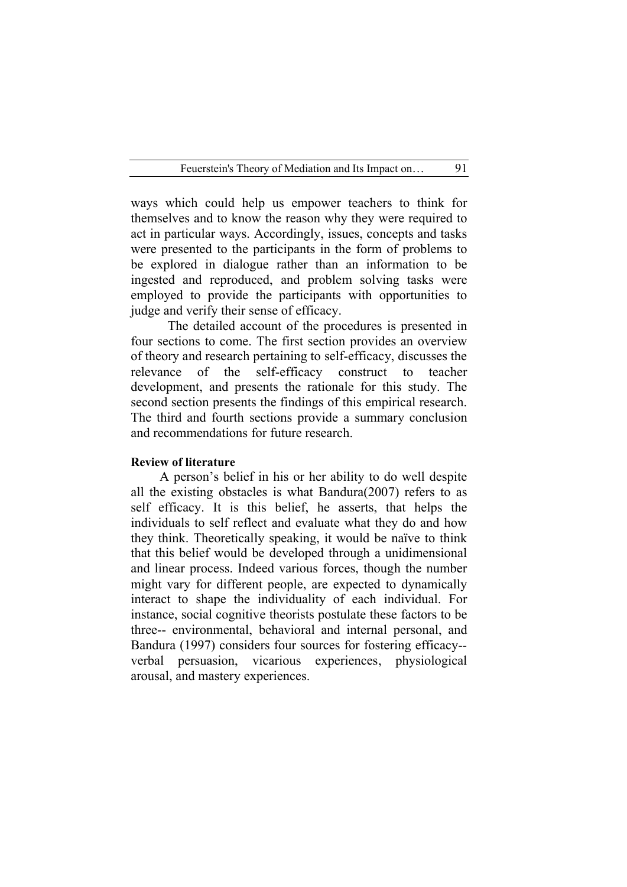ways which could help us empower teachers to think for themselves and to know the reason why they were required to act in particular ways. Accordingly, issues, concepts and tasks were presented to the participants in the form of problems to be explored in dialogue rather than an information to be ingested and reproduced, and problem solving tasks were employed to provide the participants with opportunities to judge and verify their sense of efficacy.

The detailed account of the procedures is presented in four sections to come. The first section provides an overview of theory and research pertaining to self-efficacy, discusses the relevance of the self-efficacy construct to teacher development, and presents the rationale for this study. The second section presents the findings of this empirical research. The third and fourth sections provide a summary conclusion and recommendations for future research.

**Review of literature**

A person's belief in his or her ability to do well despite all the existing obstacles is what Bandura(2007) refers to as self efficacy. It is this belief, he asserts, that helps the individuals to self reflect and evaluate what they do and how they think. Theoretically speaking, it would be naïve to think that this belief would be developed through a unidimensional and linear process. Indeed various forces, though the number might vary for different people, are expected to dynamically interact to shape the individuality of each individual. For instance, social cognitive theorists postulate these factors to be three-- environmental, behavioral and internal personal, and Bandura (1997) considers four sources for fostering efficacy-- verbal persuasion, vicarious experiences, physiological arousal, and mastery experiences.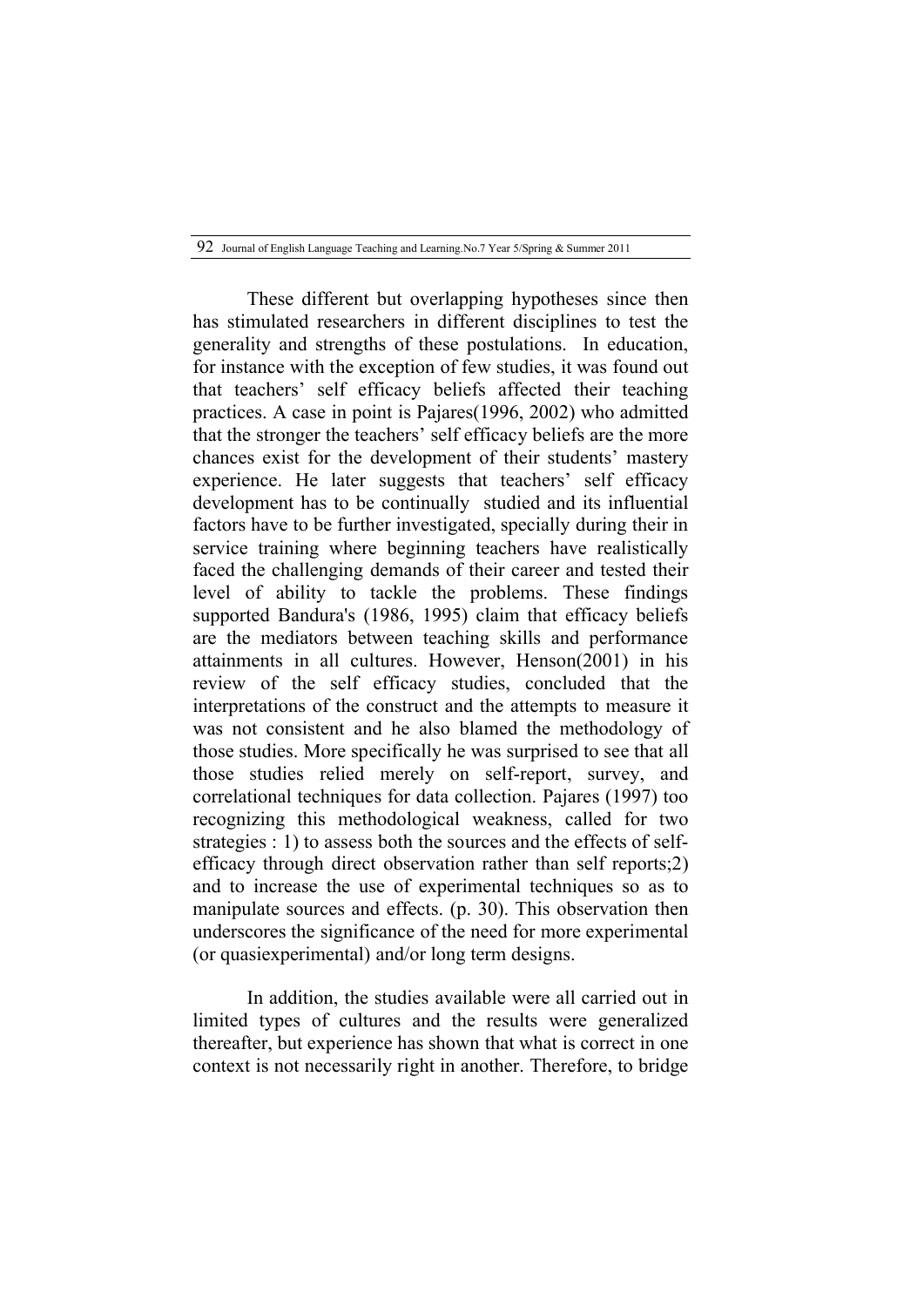These different but overlapping hypotheses since then has stimulated researchers in different disciplines to test the generality and strengths of these postulations. In education, for instance with the exception of few studies, it was found out that teachers' self efficacy beliefs affected their teaching practices. A case in point is Pajares(1996, 2002) who admitted that the stronger the teachers' self efficacy beliefs are the more chances exist for the development of their students' mastery experience. He later suggests that teachers' self efficacy development has to be continually studied and its influential factors have to be further investigated, specially during their in service training where beginning teachers have realistically faced the challenging demands of their career and tested their level of ability to tackle the problems. These findings supported Bandura's (1986, 1995) claim that efficacy beliefs are the mediators between teaching skills and performance attainments in all cultures. However, Henson(2001) in his review of the self efficacy studies, concluded that the interpretations of the construct and the attempts to measure it was not consistent and he also blamed the methodology of those studies. More specifically he was surprised to see that all those studies relied merely on self-report, survey, and correlational techniques for data collection. Pajares (1997) too recognizing this methodological weakness, called for two strategies : 1) to assess both the sources and the effects of self-efficacy through direct observation rather than self reports;2) and to increase the use of experimental techniques so as to manipulate sources and effects. (p. 30). This observation then underscores the significance of the need for more experimental (or quasiexperimental) and/or long term designs.

In addition, the studies available were all carried out in limited types of cultures and the results were generalized thereafter, but experience has shown that what is correct in one context is not necessarily right in another. Therefore, to bridge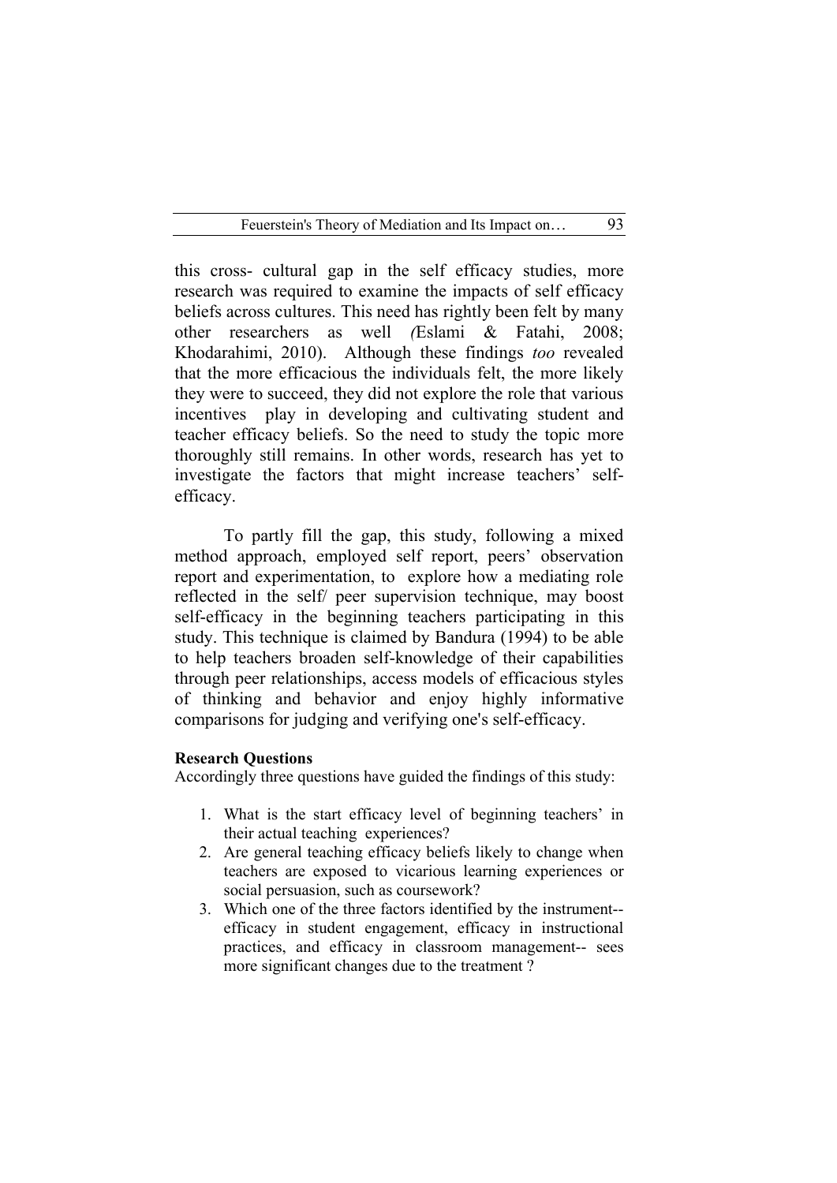this cross- cultural gap in the self efficacy studies, more research was required to examine the impacts of self efficacy beliefs across cultures. This need has rightly been felt by many other researchers as well (Eslami & Fatahi, 2008; Khodarahimi, 2010). Although these findings *too* revealed that the more efficacious the individuals felt, the more likely they were to succeed, they did not explore the role that various incentives play in developing and cultivating student and teacher efficacy beliefs. So the need to study the topic more thoroughly still remains. In other words, research has yet to investigate the factors that might increase teachers' self-efficacy.

To partly fill the gap, this study, following a mixed method approach, employed self report, peers' observation report and experimentation, to explore how a mediating role reflected in the self/ peer supervision technique, may boost self-efficacy in the beginning teachers participating in this study. This technique is claimed by Bandura (1994) to be able to help teachers broaden self-knowledge of their capabilities through peer relationships, access models of efficacious styles of thinking and behavior and enjoy highly informative comparisons for judging and verifying one's self-efficacy.

**Research Questions**

Accordingly three questions have guided the findings of this study:

1. What is the start efficacy level of beginning teachers' in their actual teaching experiences?
2. Are general teaching efficacy beliefs likely to change when teachers are exposed to vicarious learning experiences or social persuasion, such as coursework?
3. Which one of the three factors identified by the instrument-- efficacy in student engagement, efficacy in instructional practices, and efficacy in classroom management-- sees more significant changes due to the treatment ?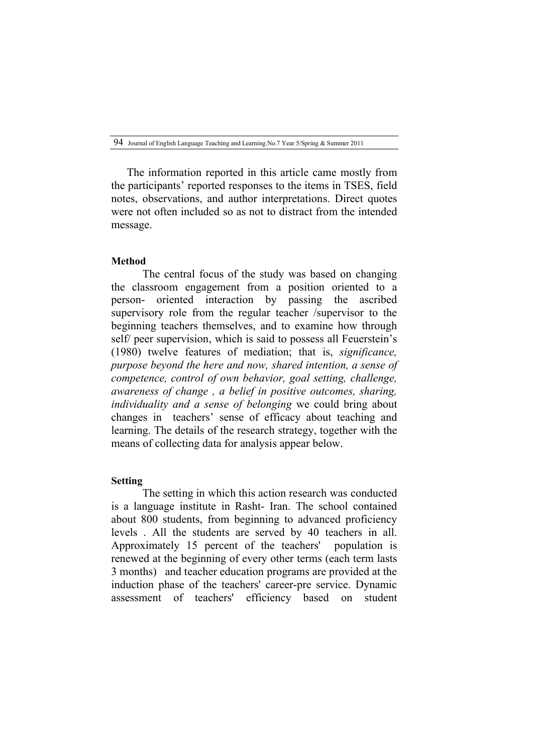The information reported in this article came mostly from the participants' reported responses to the items in TSES, field notes, observations, and author interpretations. Direct quotes were not often included so as not to distract from the intended message.

**Method**

The central focus of the study was based on changing the classroom engagement from a position oriented to a person- oriented interaction by passing the ascribed supervisory role from the regular teacher /supervisor to the beginning teachers themselves, and to examine how through self/ peer supervision, which is said to possess all Feuerstein's (1980) twelve features of mediation; that is, *significance, purpose beyond the here and now, shared intention, a sense of competence, control of own behavior, goal setting, challenge, awareness of change , a belief in positive outcomes, sharing, individuality and a sense of belonging* we could bring about changes in teachers' sense of efficacy about teaching and learning. The details of the research strategy, together with the means of collecting data for analysis appear below.

**Setting**

The setting in which this action research was conducted is a language institute in Rasht- Iran. The school contained about 800 students, from beginning to advanced proficiency levels . All the students are served by 40 teachers in all. Approximately 15 percent of the teachers' population is renewed at the beginning of every other terms (each term lasts 3 months) and teacher education programs are provided at the induction phase of the teachers' career-pre service. Dynamic assessment of teachers' efficiency based on student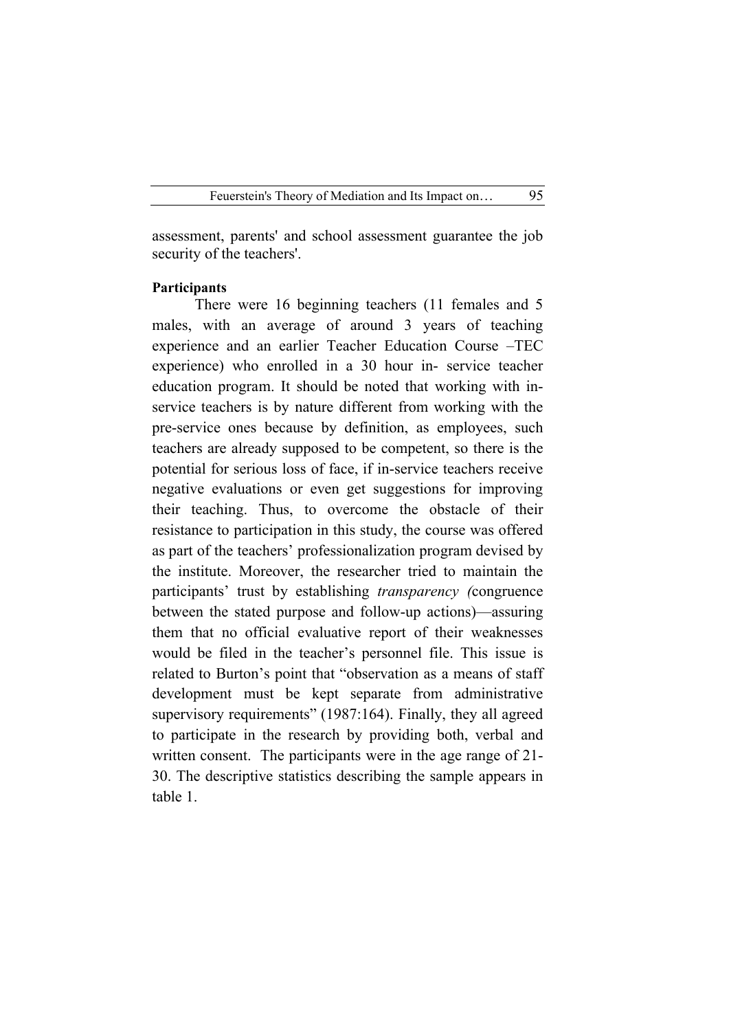assessment, parents' and school assessment guarantee the job security of the teachers'.

**Participants**

There were 16 beginning teachers (11 females and 5 males, with an average of around 3 years of teaching experience and an earlier Teacher Education Course –TEC experience) who enrolled in a 30 hour in- service teacher education program. It should be noted that working with in-service teachers is by nature different from working with the pre-service ones because by definition, as employees, such teachers are already supposed to be competent, so there is the potential for serious loss of face, if in-service teachers receive negative evaluations or even get suggestions for improving their teaching. Thus, to overcome the obstacle of their resistance to participation in this study, the course was offered as part of the teachers' professionalization program devised by the institute. Moreover, the researcher tried to maintain the participants' trust by establishing *transparency (*congruence between the stated purpose and follow-up actions)—assuring them that no official evaluative report of their weaknesses would be filed in the teacher's personnel file. This issue is related to Burton's point that "observation as a means of staff development must be kept separate from administrative supervisory requirements" (1987:164). Finally, they all agreed to participate in the research by providing both, verbal and written consent. The participants were in the age range of 21-30. The descriptive statistics describing the sample appears in table 1.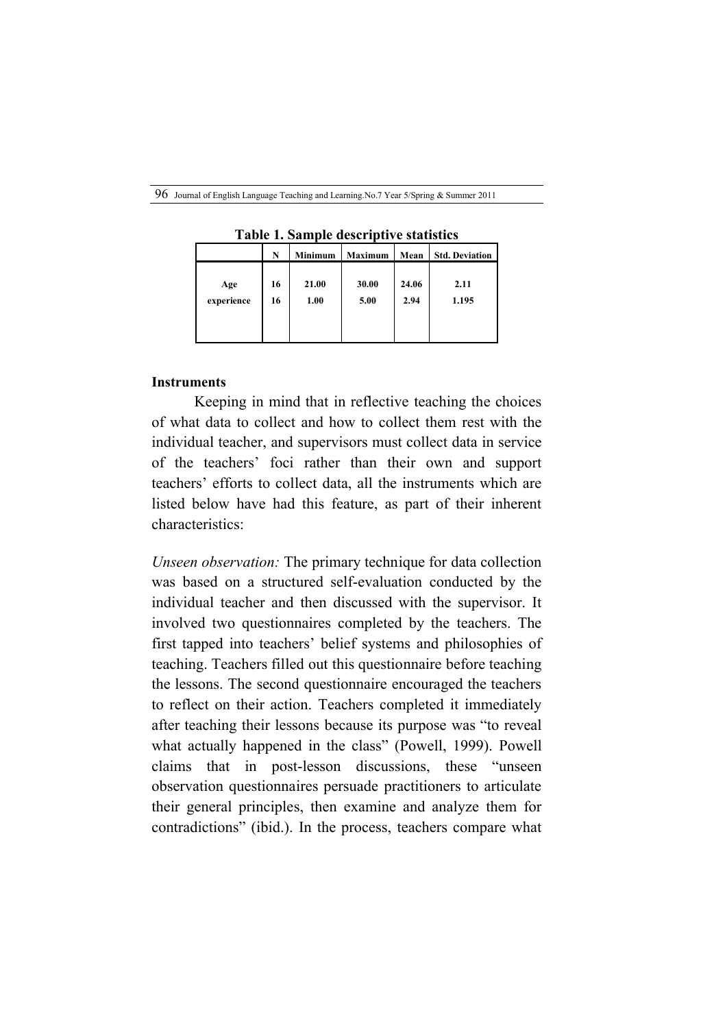**Table 1. Sample descriptive statistics**

| | N | Minimum | Maximum | Mean | Std. Deviation |
|---|---|---|---|---|---|
| Age | 16 | 21.00 | 30.00 | 24.06 | 2.11 |
| experience | 16 | 1.00 | 5.00 | 2.94 | 1.195 |

**Instruments**

Keeping in mind that in reflective teaching the choices of what data to collect and how to collect them rest with the individual teacher, and supervisors must collect data in service of the teachers' foci rather than their own and support teachers' efforts to collect data, all the instruments which are listed below have had this feature, as part of their inherent characteristics:

*Unseen observation:* The primary technique for data collection was based on a structured self-evaluation conducted by the individual teacher and then discussed with the supervisor. It involved two questionnaires completed by the teachers. The first tapped into teachers' belief systems and philosophies of teaching. Teachers filled out this questionnaire before teaching the lessons. The second questionnaire encouraged the teachers to reflect on their action. Teachers completed it immediately after teaching their lessons because its purpose was "to reveal what actually happened in the class" (Powell, 1999). Powell claims that in post-lesson discussions, these "unseen observation questionnaires persuade practitioners to articulate their general principles, then examine and analyze them for contradictions" (ibid.). In the process, teachers compare what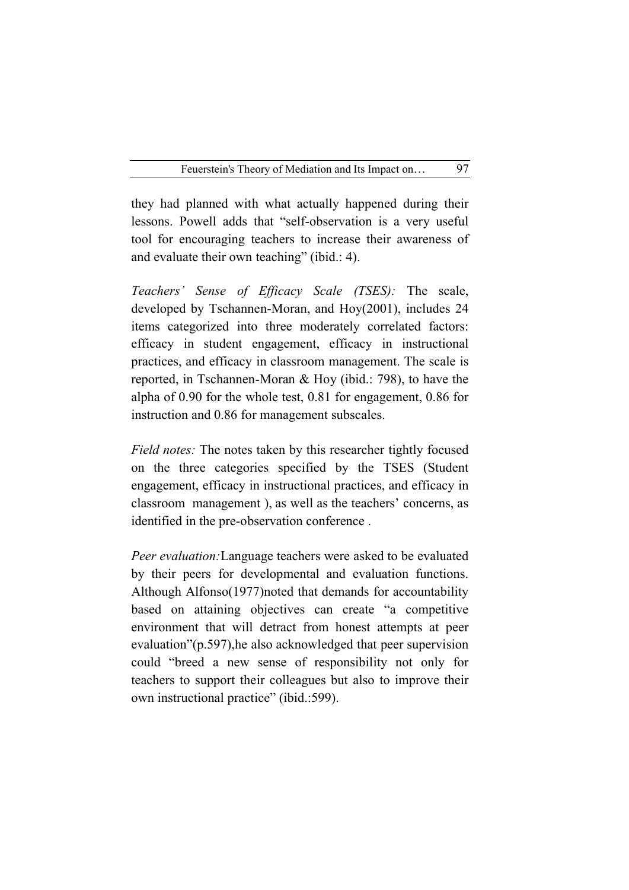they had planned with what actually happened during their lessons. Powell adds that "self-observation is a very useful tool for encouraging teachers to increase their awareness of and evaluate their own teaching" (ibid.: 4).

*Teachers' Sense of Efficacy Scale (TSES):* The scale, developed by Tschannen-Moran, and Hoy(2001), includes 24 items categorized into three moderately correlated factors: efficacy in student engagement, efficacy in instructional practices, and efficacy in classroom management. The scale is reported, in Tschannen-Moran & Hoy (ibid.: 798), to have the alpha of 0.90 for the whole test, 0.81 for engagement, 0.86 for instruction and 0.86 for management subscales.

*Field notes:* The notes taken by this researcher tightly focused on the three categories specified by the TSES (Student engagement, efficacy in instructional practices, and efficacy in classroom management ), as well as the teachers' concerns, as identified in the pre-observation conference .

*Peer evaluation:* Language teachers were asked to be evaluated by their peers for developmental and evaluation functions. Although Alfonso(1977)noted that demands for accountability based on attaining objectives can create "a competitive environment that will detract from honest attempts at peer evaluation"(p.597),he also acknowledged that peer supervision could "breed a new sense of responsibility not only for teachers to support their colleagues but also to improve their own instructional practice" (ibid.:599).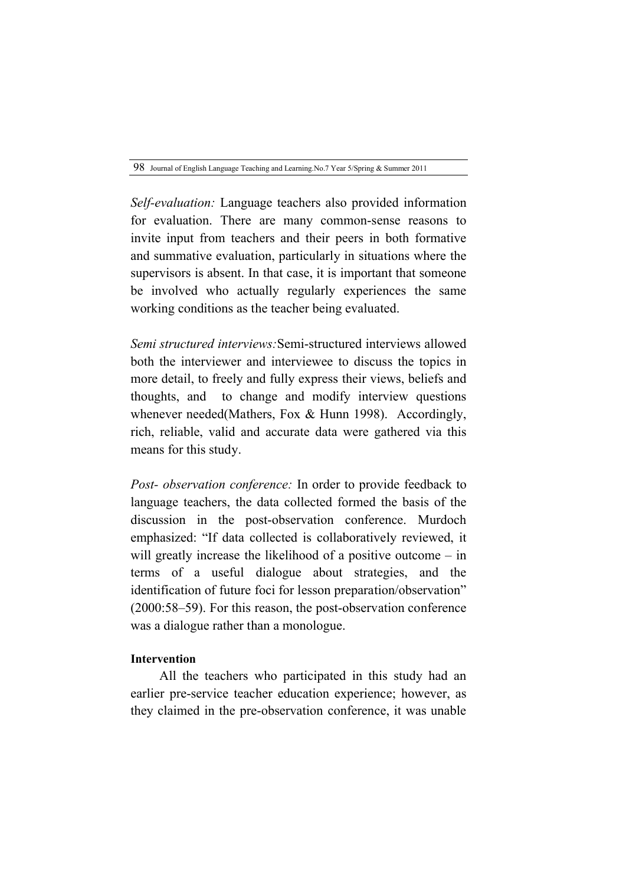*Self-evaluation:* Language teachers also provided information for evaluation. There are many common-sense reasons to invite input from teachers and their peers in both formative and summative evaluation, particularly in situations where the supervisors is absent. In that case, it is important that someone be involved who actually regularly experiences the same working conditions as the teacher being evaluated.

*Semi structured interviews:*Semi-structured interviews allowed both the interviewer and interviewee to discuss the topics in more detail, to freely and fully express their views, beliefs and thoughts, and to change and modify interview questions whenever needed(Mathers, Fox & Hunn 1998). Accordingly, rich, reliable, valid and accurate data were gathered via this means for this study.

*Post- observation conference:* In order to provide feedback to language teachers, the data collected formed the basis of the discussion in the post-observation conference. Murdoch emphasized: "If data collected is collaboratively reviewed, it will greatly increase the likelihood of a positive outcome – in terms of a useful dialogue about strategies, and the identification of future foci for lesson preparation/observation" (2000:58–59). For this reason, the post-observation conference was a dialogue rather than a monologue.

**Intervention**

All the teachers who participated in this study had an earlier pre-service teacher education experience; however, as they claimed in the pre-observation conference, it was unable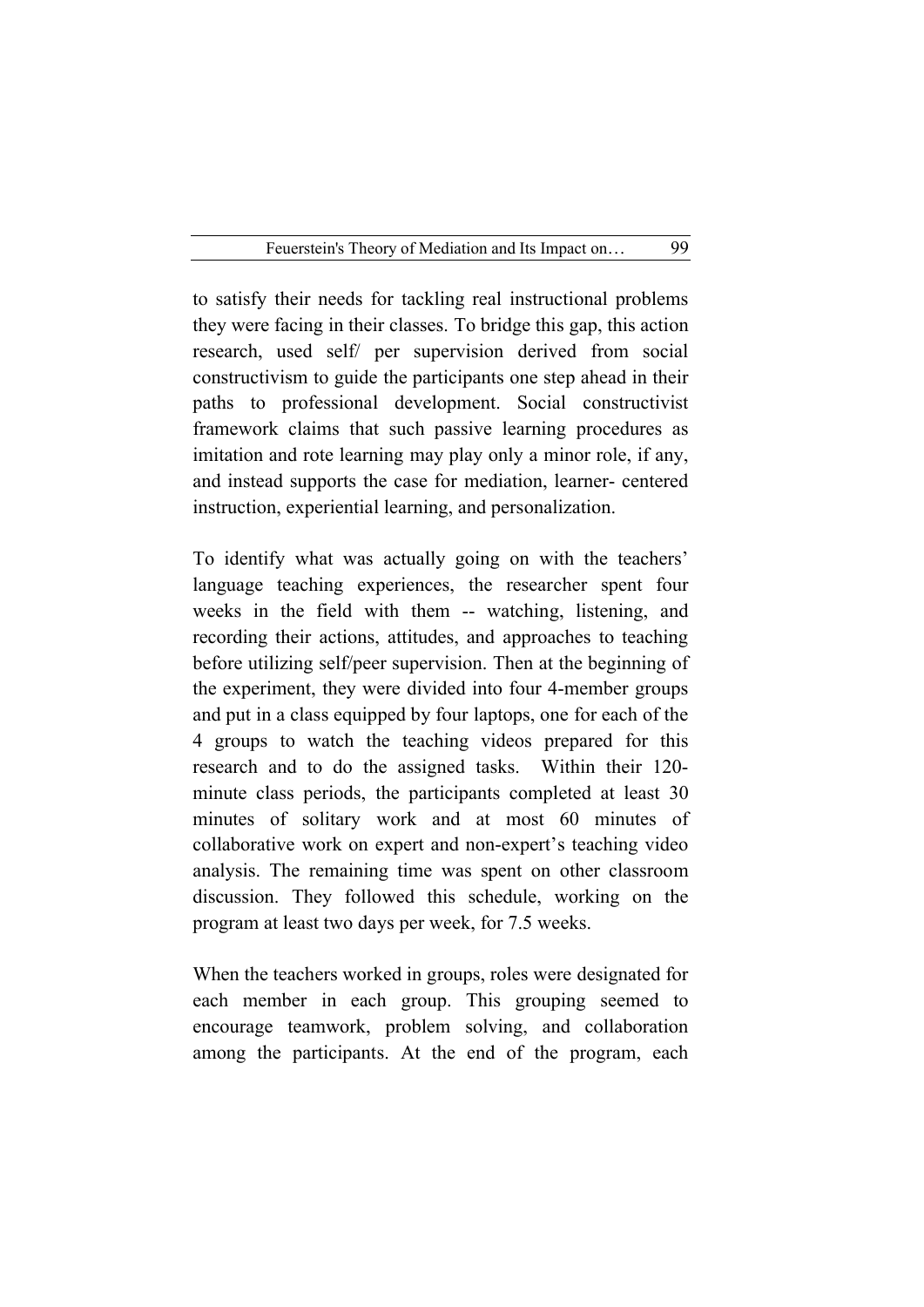to satisfy their needs for tackling real instructional problems they were facing in their classes. To bridge this gap, this action research, used self/ per supervision derived from social constructivism to guide the participants one step ahead in their paths to professional development. Social constructivist framework claims that such passive learning procedures as imitation and rote learning may play only a minor role, if any, and instead supports the case for mediation, learner- centered instruction, experiential learning, and personalization.

To identify what was actually going on with the teachers' language teaching experiences, the researcher spent four weeks in the field with them -- watching, listening, and recording their actions, attitudes, and approaches to teaching before utilizing self/peer supervision. Then at the beginning of the experiment, they were divided into four 4-member groups and put in a class equipped by four laptops, one for each of the 4 groups to watch the teaching videos prepared for this research and to do the assigned tasks. Within their 120-minute class periods, the participants completed at least 30 minutes of solitary work and at most 60 minutes of collaborative work on expert and non-expert's teaching video analysis. The remaining time was spent on other classroom discussion. They followed this schedule, working on the program at least two days per week, for 7.5 weeks.

When the teachers worked in groups, roles were designated for each member in each group. This grouping seemed to encourage teamwork, problem solving, and collaboration among the participants. At the end of the program, each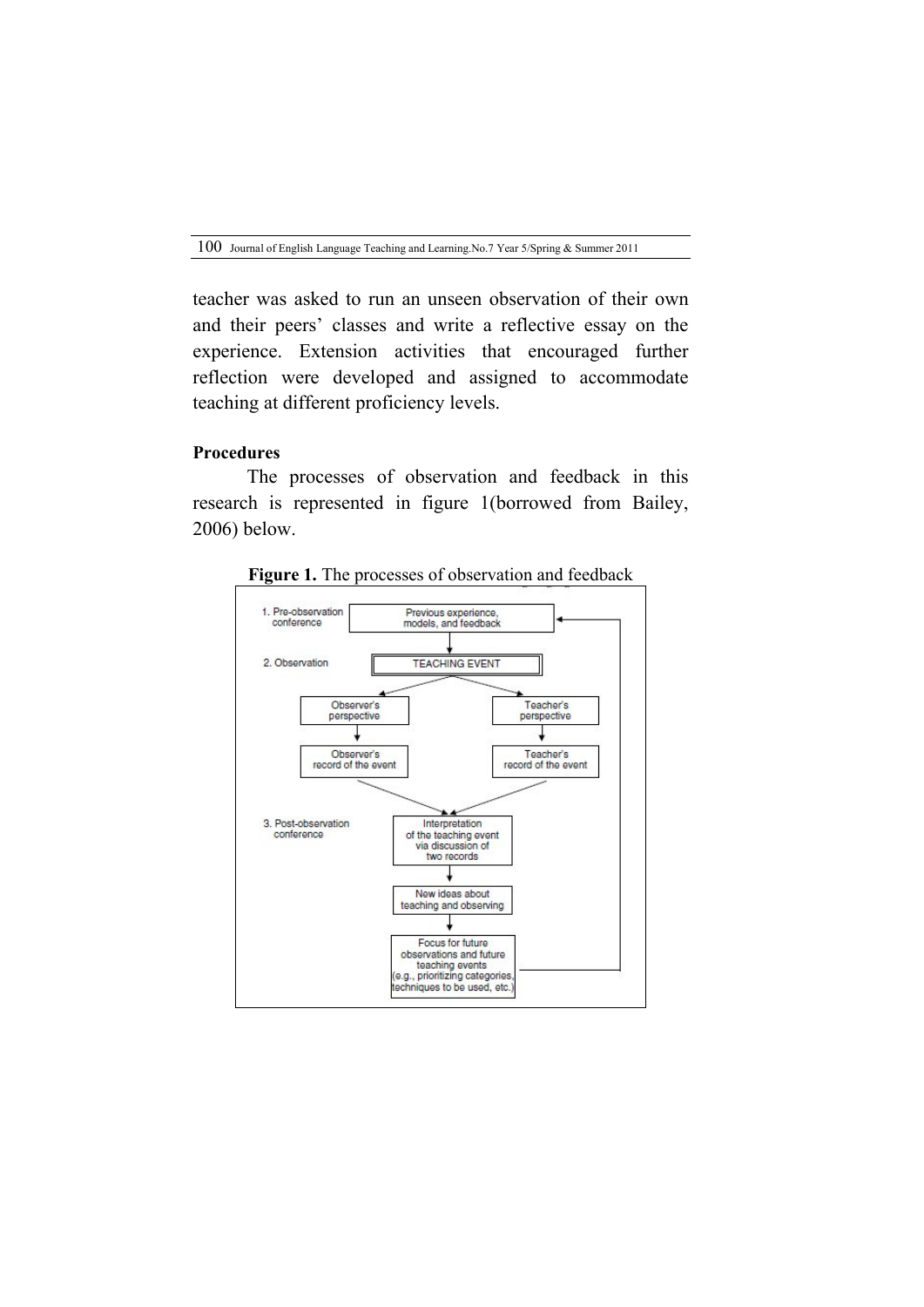teacher was asked to run an unseen observation of their own and their peers' classes and write a reflective essay on the experience. Extension activities that encouraged further reflection were developed and assigned to accommodate teaching at different proficiency levels.

**Procedures**

The processes of observation and feedback in this research is represented in figure 1(borrowed from Bailey, 2006) below.

**Figure 1.** The processes of observation and feedback

1. Pre-observation conference
   - Previous experience, models, and feedback
2. Observation
   - TEACHING EVENT
   - Observer's perspective → Observer's record of the event
   - Teacher's perspective → Teacher's record of the event
3. Post-observation conference
   - Interpretation of the teaching event via discussion of two records
   - New ideas about teaching and observing
   - Focus for future observations and future teaching events (e.g., prioritizing categories, techniques to be used, etc.)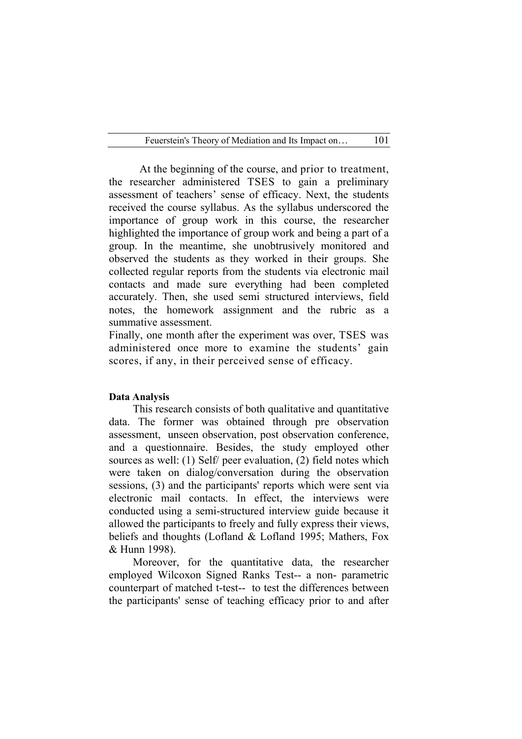At the beginning of the course, and prior to treatment, the researcher administered TSES to gain a preliminary assessment of teachers' sense of efficacy. Next, the students received the course syllabus. As the syllabus underscored the importance of group work in this course, the researcher highlighted the importance of group work and being a part of a group. In the meantime, she unobtrusively monitored and observed the students as they worked in their groups. She collected regular reports from the students via electronic mail contacts and made sure everything had been completed accurately. Then, she used semi structured interviews, field notes, the homework assignment and the rubric as a summative assessment.

Finally, one month after the experiment was over, TSES was administered once more to examine the students' gain scores, if any, in their perceived sense of efficacy.

**Data Analysis**

This research consists of both qualitative and quantitative data. The former was obtained through pre observation assessment, unseen observation, post observation conference, and a questionnaire. Besides, the study employed other sources as well: (1) Self/ peer evaluation, (2) field notes which were taken on dialog/conversation during the observation sessions, (3) and the participants' reports which were sent via electronic mail contacts. In effect, the interviews were conducted using a semi-structured interview guide because it allowed the participants to freely and fully express their views, beliefs and thoughts (Lofland & Lofland 1995; Mathers, Fox & Hunn 1998).

Moreover, for the quantitative data, the researcher employed Wilcoxon Signed Ranks Test-- a non- parametric counterpart of matched t-test-- to test the differences between the participants' sense of teaching efficacy prior to and after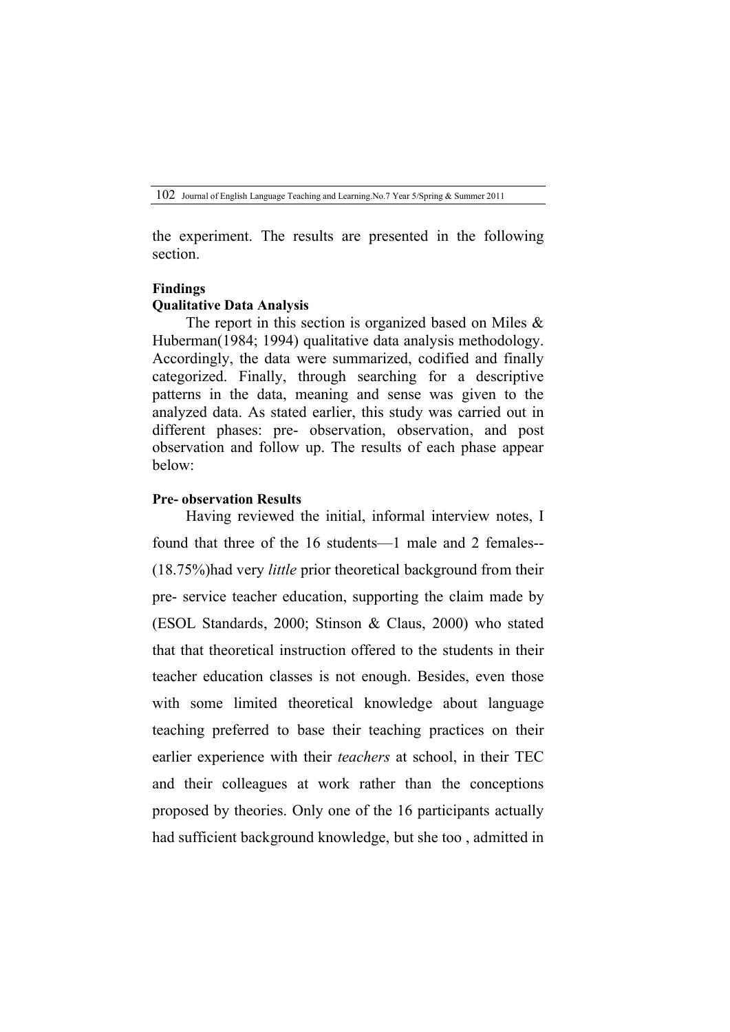the experiment. The results are presented in the following section.

## Findings

### Qualitative Data Analysis

The report in this section is organized based on Miles & Huberman(1984; 1994) qualitative data analysis methodology. Accordingly, the data were summarized, codified and finally categorized. Finally, through searching for a descriptive patterns in the data, meaning and sense was given to the analyzed data. As stated earlier, this study was carried out in different phases: pre- observation, observation, and post observation and follow up. The results of each phase appear below:

### Pre- observation Results

Having reviewed the initial, informal interview notes, I found that three of the 16 students—1 male and 2 females--(18.75%)had very *little* prior theoretical background from their pre- service teacher education, supporting the claim made by (ESOL Standards, 2000; Stinson & Claus, 2000) who stated that that theoretical instruction offered to the students in their teacher education classes is not enough. Besides, even those with some limited theoretical knowledge about language teaching preferred to base their teaching practices on their earlier experience with their *teachers* at school, in their TEC and their colleagues at work rather than the conceptions proposed by theories. Only one of the 16 participants actually had sufficient background knowledge, but she too , admitted in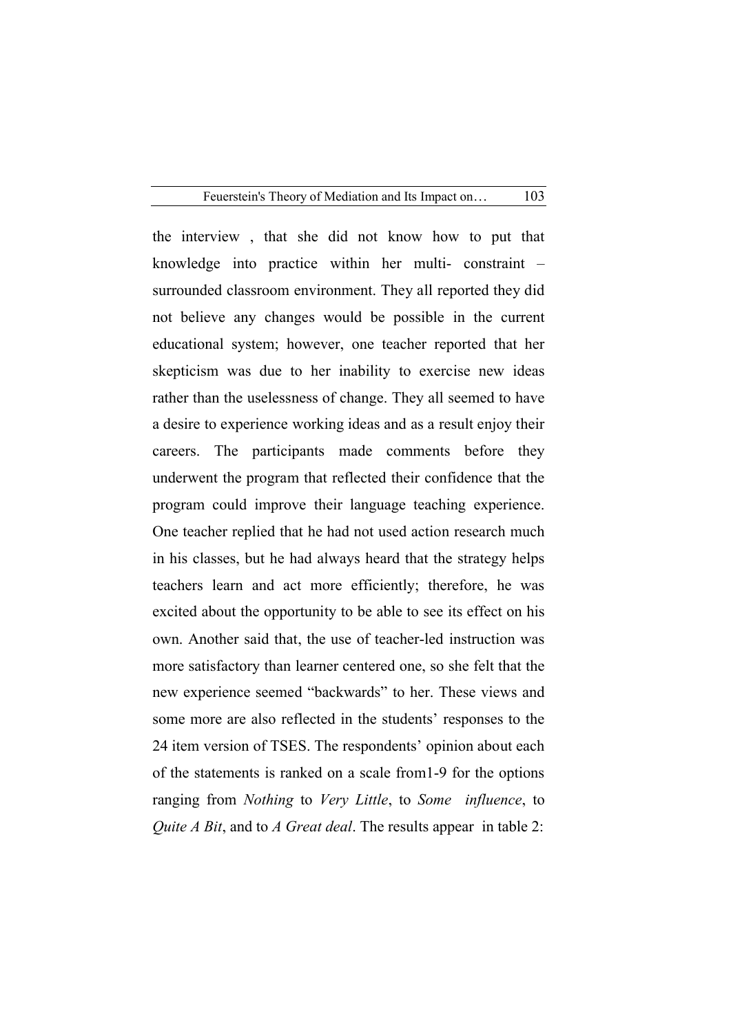the interview , that she did not know how to put that knowledge into practice within her multi- constraint – surrounded classroom environment. They all reported they did not believe any changes would be possible in the current educational system; however, one teacher reported that her skepticism was due to her inability to exercise new ideas rather than the uselessness of change. They all seemed to have a desire to experience working ideas and as a result enjoy their careers. The participants made comments before they underwent the program that reflected their confidence that the program could improve their language teaching experience. One teacher replied that he had not used action research much in his classes, but he had always heard that the strategy helps teachers learn and act more efficiently; therefore, he was excited about the opportunity to be able to see its effect on his own. Another said that, the use of teacher-led instruction was more satisfactory than learner centered one, so she felt that the new experience seemed "backwards" to her. These views and some more are also reflected in the students' responses to the 24 item version of TSES. The respondents' opinion about each of the statements is ranked on a scale from1-9 for the options ranging from *Nothing* to *Very Little*, to *Some influence*, to *Quite A Bit*, and to *A Great deal*. The results appear in table 2: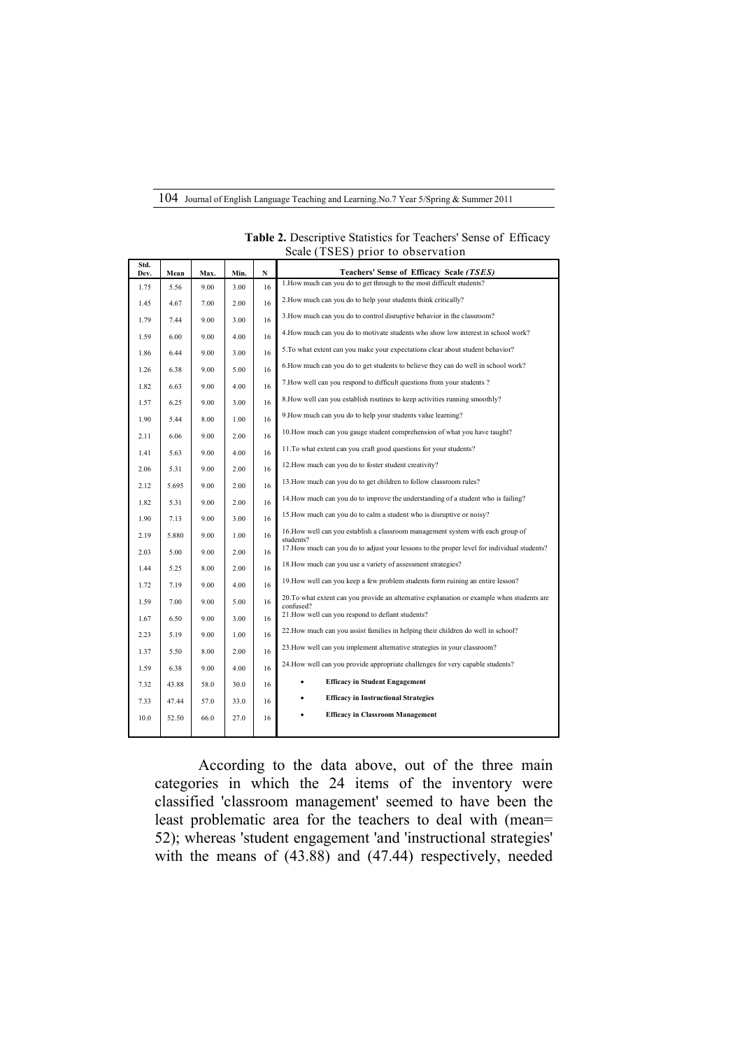**Table 2.** Descriptive Statistics for Teachers' Sense of Efficacy Scale (TSES) prior to observation

| Std. Dev. | Mean | Max. | Min. | N | Teachers' Sense of Efficacy Scale *(TSES)* |
|---|---|---|---|---|---|
| 1.75 | 5.56 | 9.00 | 3.00 | 16 | 1.How much can you do to get through to the most difficult students? |
| 1.45 | 4.67 | 7.00 | 2.00 | 16 | 2.How much can you do to help your students think critically? |
| 1.79 | 7.44 | 9.00 | 3.00 | 16 | 3.How much can you do to control disruptive behavior in the classroom? |
| 1.59 | 6.00 | 9.00 | 4.00 | 16 | 4.How much can you do to motivate students who show low interest in school work? |
| 1.86 | 6.44 | 9.00 | 3.00 | 16 | 5.To what extent can you make your expectations clear about student behavior? |
| 1.26 | 6.38 | 9.00 | 5.00 | 16 | 6.How much can you do to get students to believe they can do well in school work? |
| 1.82 | 6.63 | 9.00 | 4.00 | 16 | 7.How well can you respond to difficult questions from your students ? |
| 1.57 | 6.25 | 9.00 | 3.00 | 16 | 8.How well can you establish routines to keep activities running smoothly? |
| 1.90 | 5.44 | 8.00 | 1.00 | 16 | 9.How much can you do to help your students value learning? |
| 2.11 | 6.06 | 9.00 | 2.00 | 16 | 10.How much can you gauge student comprehension of what you have taught? |
| 1.41 | 5.63 | 9.00 | 4.00 | 16 | 11.To what extent can you craft good questions for your students? |
| 2.06 | 5.31 | 9.00 | 2.00 | 16 | 12.How much can you do to foster student creativity? |
| 2.12 | 5.695 | 9.00 | 2.00 | 16 | 13.How much can you do to get children to follow classroom rules? |
| 1.82 | 5.31 | 9.00 | 2.00 | 16 | 14.How much can you do to improve the understanding of a student who is failing? |
| 1.90 | 7.13 | 9.00 | 3.00 | 16 | 15.How much can you do to calm a student who is disruptive or noisy? |
| 2.19 | 5.880 | 9.00 | 1.00 | 16 | 16.How well can you establish a classroom management system with each group of students? |
| 2.03 | 5.00 | 9.00 | 2.00 | 16 | 17.How much can you do to adjust your lessons to the proper level for individual students? |
| 1.44 | 5.25 | 8.00 | 2.00 | 16 | 18.How much can you use a variety of assessment strategies? |
| 1.72 | 7.19 | 9.00 | 4.00 | 16 | 19.How well can you keep a few problem students form ruining an entire lesson? |
| 1.59 | 7.00 | 9.00 | 5.00 | 16 | 20.To what extent can you provide an alternative explanation or example when students are confused? |
| 1.67 | 6.50 | 9.00 | 3.00 | 16 | 21.How well can you respond to defiant students? |
| 2.23 | 5.19 | 9.00 | 1.00 | 16 | 22.How much can you assist families in helping their children do well in school? |
| 1.37 | 5.50 | 8.00 | 2.00 | 16 | 23.How well can you implement alternative strategies in your classroom? |
| 1.59 | 6.38 | 9.00 | 4.00 | 16 | 24.How well can you provide appropriate challenges for very capable students? |
| 7.32 | 43.88 | 58.0 | 30.0 | 16 | • **Efficacy in Student Engagement** |
| 7.33 | 47.44 | 57.0 | 33.0 | 16 | • **Efficacy in Instructional Strategies** |
| 10.0 | 52.50 | 66.0 | 27.0 | 16 | • **Efficacy in Classroom Management** |

According to the data above, out of the three main categories in which the 24 items of the inventory were classified 'classroom management' seemed to have been the least problematic area for the teachers to deal with (mean= 52); whereas 'student engagement 'and 'instructional strategies' with the means of (43.88) and (47.44) respectively, needed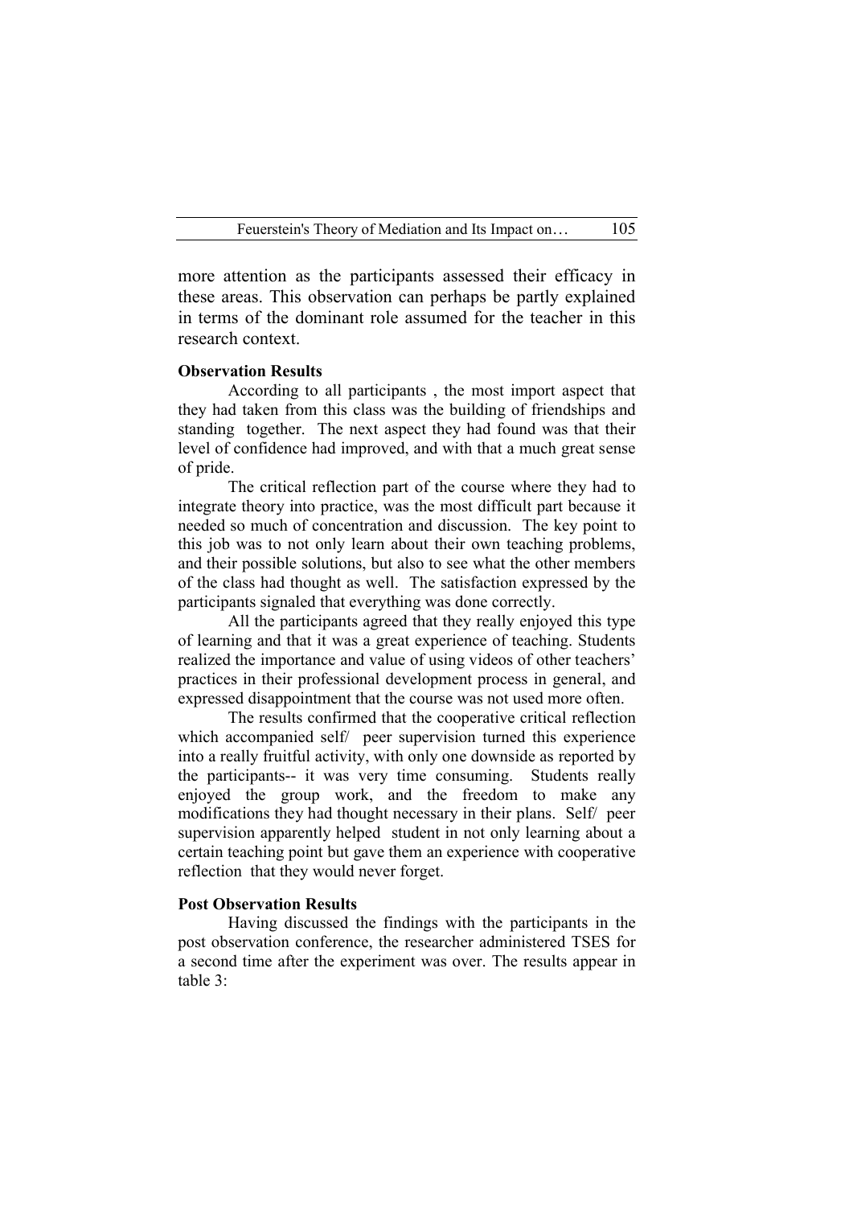more attention as the participants assessed their efficacy in these areas. This observation can perhaps be partly explained in terms of the dominant role assumed for the teacher in this research context.

**Observation Results**

According to all participants , the most import aspect that they had taken from this class was the building of friendships and standing together. The next aspect they had found was that their level of confidence had improved, and with that a much great sense of pride.

The critical reflection part of the course where they had to integrate theory into practice, was the most difficult part because it needed so much of concentration and discussion. The key point to this job was to not only learn about their own teaching problems, and their possible solutions, but also to see what the other members of the class had thought as well. The satisfaction expressed by the participants signaled that everything was done correctly.

All the participants agreed that they really enjoyed this type of learning and that it was a great experience of teaching. Students realized the importance and value of using videos of other teachers' practices in their professional development process in general, and expressed disappointment that the course was not used more often.

The results confirmed that the cooperative critical reflection which accompanied self/ peer supervision turned this experience into a really fruitful activity, with only one downside as reported by the participants-- it was very time consuming. Students really enjoyed the group work, and the freedom to make any modifications they had thought necessary in their plans. Self/ peer supervision apparently helped student in not only learning about a certain teaching point but gave them an experience with cooperative reflection that they would never forget.

**Post Observation Results**

Having discussed the findings with the participants in the post observation conference, the researcher administered TSES for a second time after the experiment was over. The results appear in table 3: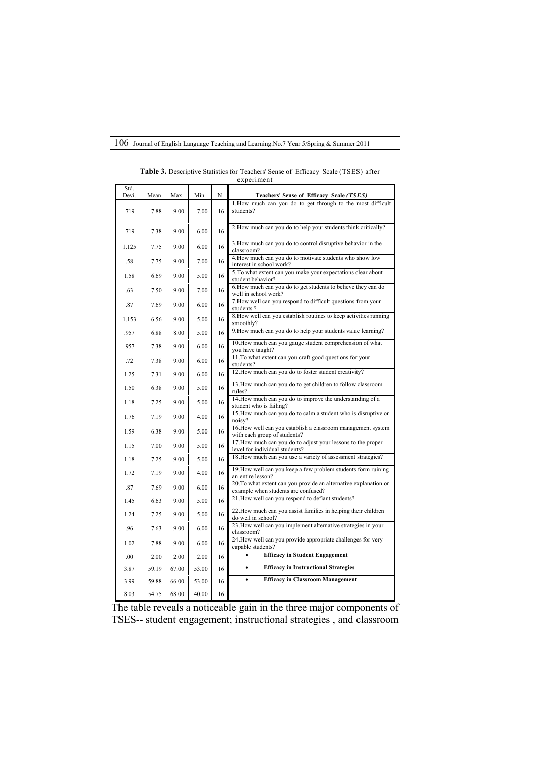**Table 3.** Descriptive Statistics for Teachers' Sense of Efficacy Scale (TSES) after experiment

| Std. Devi. | Mean | Max. | Min. | N | Teachers' Sense of Efficacy Scale *(TSES)* |
|---|---|---|---|---|---|
| .719 | 7.88 | 9.00 | 7.00 | 16 | 1.How much can you do to get through to the most difficult students? |
| .719 | 7.38 | 9.00 | 6.00 | 16 | 2.How much can you do to help your students think critically? |
| 1.125 | 7.75 | 9.00 | 6.00 | 16 | 3.How much can you do to control disruptive behavior in the classroom? |
| .58 | 7.75 | 9.00 | 7.00 | 16 | 4.How much can you do to motivate students who show low interest in school work? |
| 1.58 | 6.69 | 9.00 | 5.00 | 16 | 5.To what extent can you make your expectations clear about student behavior? |
| .63 | 7.50 | 9.00 | 7.00 | 16 | 6.How much can you do to get students to believe they can do well in school work? |
| .87 | 7.69 | 9.00 | 6.00 | 16 | 7.How well can you respond to difficult questions from your students ? |
| 1.153 | 6.56 | 9.00 | 5.00 | 16 | 8.How well can you establish routines to keep activities running smoothly? |
| .957 | 6.88 | 8.00 | 5.00 | 16 | 9.How much can you do to help your students value learning? |
| .957 | 7.38 | 9.00 | 6.00 | 16 | 10.How much can you gauge student comprehension of what you have taught? |
| .72 | 7.38 | 9.00 | 6.00 | 16 | 11.To what extent can you craft good questions for your students? |
| 1.25 | 7.31 | 9.00 | 6.00 | 16 | 12.How much can you do to foster student creativity? |
| 1.50 | 6.38 | 9.00 | 5.00 | 16 | 13.How much can you do to get children to follow classroom rules? |
| 1.18 | 7.25 | 9.00 | 5.00 | 16 | 14.How much can you do to improve the understanding of a student who is failing? |
| 1.76 | 7.19 | 9.00 | 4.00 | 16 | 15.How much can you do to calm a student who is disruptive or noisy? |
| 1.59 | 6.38 | 9.00 | 5.00 | 16 | 16.How well can you establish a classroom management system with each group of students? |
| 1.15 | 7.00 | 9.00 | 5.00 | 16 | 17.How much can you do to adjust your lessons to the proper level for individual students? |
| 1.18 | 7.25 | 9.00 | 5.00 | 16 | 18.How much can you use a variety of assessment strategies? |
| 1.72 | 7.19 | 9.00 | 4.00 | 16 | 19.How well can you keep a few problem students form ruining an entire lesson? |
| .87 | 7.69 | 9.00 | 6.00 | 16 | 20.To what extent can you provide an alternative explanation or example when students are confused? |
| 1.45 | 6.63 | 9.00 | 5.00 | 16 | 21.How well can you respond to defiant students? |
| 1.24 | 7.25 | 9.00 | 5.00 | 16 | 22.How much can you assist families in helping their children do well in school? |
| .96 | 7.63 | 9.00 | 6.00 | 16 | 23.How well can you implement alternative strategies in your classroom? |
| 1.02 | 7.88 | 9.00 | 6.00 | 16 | 24.How well can you provide appropriate challenges for very capable students? |
| .00 | 2.00 | 2.00 | 2.00 | 16 | • **Efficacy in Student Engagement** |
| 3.87 | 59.19 | 67.00 | 53.00 | 16 | • **Efficacy in Instructional Strategies** |
| 3.99 | 59.88 | 66.00 | 53.00 | 16 | • **Efficacy in Classroom Management** |
| 8.03 | 54.75 | 68.00 | 40.00 | 16 | |

The table reveals a noticeable gain in the three major components of TSES-- student engagement; instructional strategies , and classroom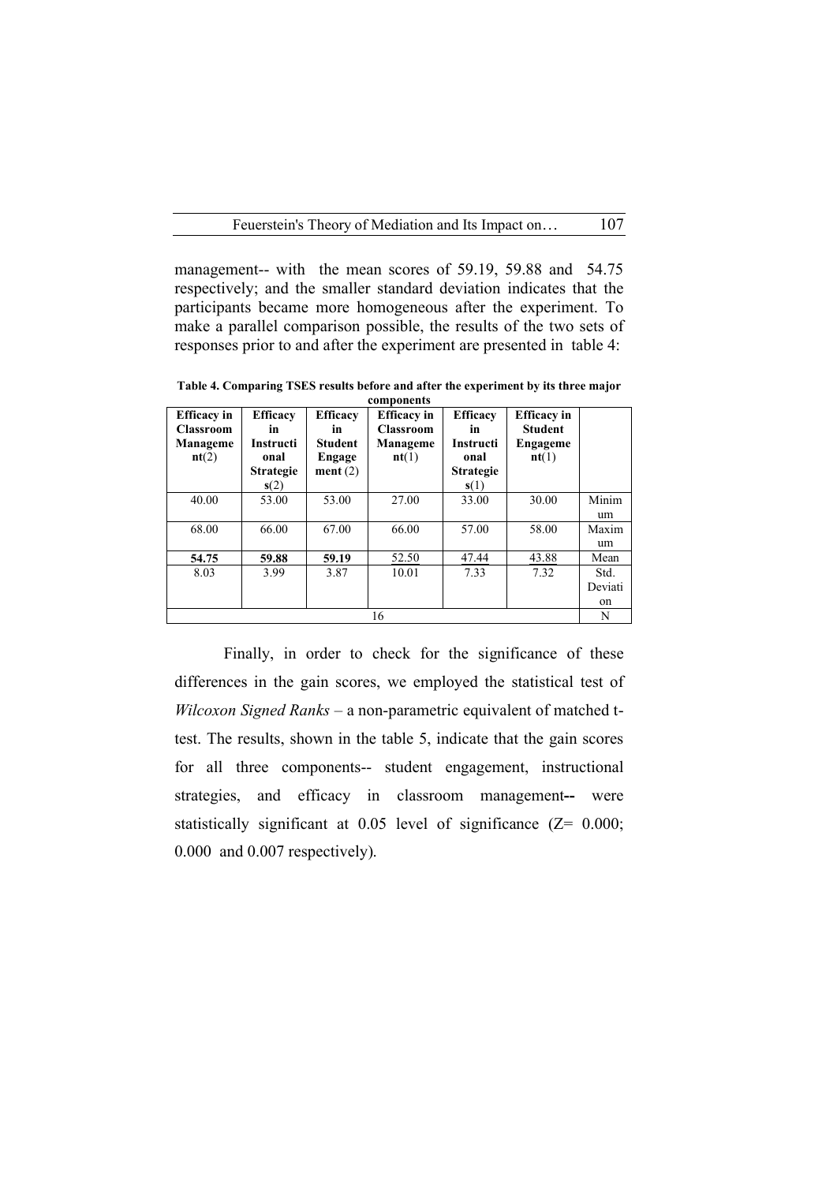management-- with the mean scores of 59.19, 59.88 and 54.75 respectively; and the smaller standard deviation indicates that the participants became more homogeneous after the experiment. To make a parallel comparison possible, the results of the two sets of responses prior to and after the experiment are presented in table 4:

**Table 4. Comparing TSES results before and after the experiment by its three major components**

| **Efficacy in Classroom Management**(2) | **Efficacy in Instructional Strategies**(2) | **Efficacy in Student Engagement** (2) | **Efficacy in Classroom Management**(1) | **Efficacy in Instructional Strategies**(1) | **Efficacy in Student Engagement**(1) | |
|---|---|---|---|---|---|---|
| 40.00 | 53.00 | 53.00 | 27.00 | 33.00 | 30.00 | Minimum |
| 68.00 | 66.00 | 67.00 | 66.00 | 57.00 | 58.00 | Maximum |
| **54.75** | **59.88** | **59.19** | 52.50 | 47.44 | 43.88 | Mean |
| 8.03 | 3.99 | 3.87 | 10.01 | 7.33 | 7.32 | Std. Deviation |
| 16 | | | | | | N |

Finally, in order to check for the significance of these differences in the gain scores, we employed the statistical test of *Wilcoxon Signed Ranks* – a non-parametric equivalent of matched t-test. The results, shown in the table 5, indicate that the gain scores for all three components-- student engagement, instructional strategies, and efficacy in classroom management**--** were statistically significant at 0.05 level of significance ($Z= 0.000$; 0.000 and 0.007 respectively).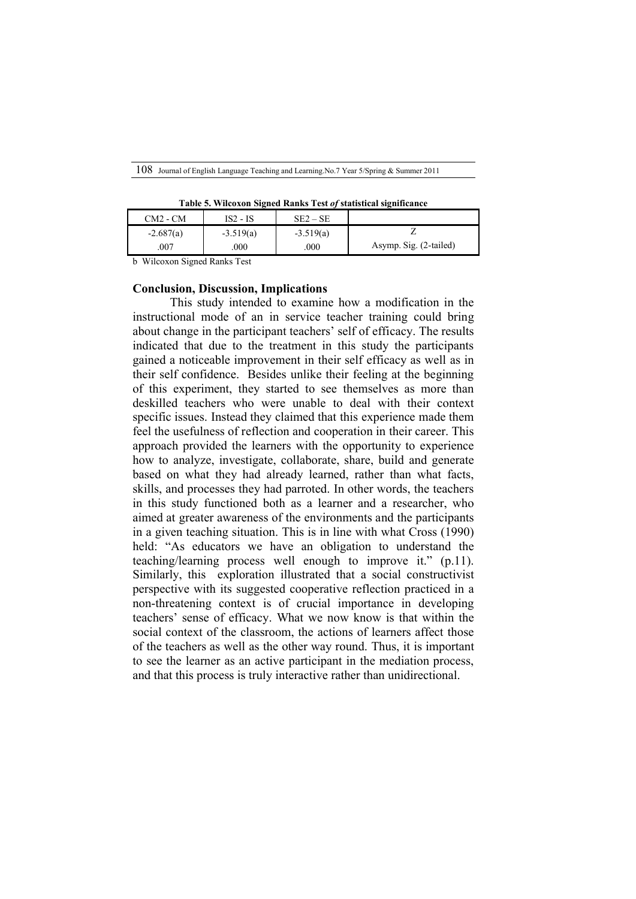**Table 5. Wilcoxon Signed Ranks Test *of* statistical significance**

| CM2 - CM | IS2 - IS | SE2 – SE | |
|---|---|---|---|
| -2.687(a) | -3.519(a) | -3.519(a) | Z |
| .007 | .000 | .000 | Asymp. Sig. (2-tailed) |

b Wilcoxon Signed Ranks Test

### Conclusion, Discussion, Implications

This study intended to examine how a modification in the instructional mode of an in service teacher training could bring about change in the participant teachers' self of efficacy. The results indicated that due to the treatment in this study the participants gained a noticeable improvement in their self efficacy as well as in their self confidence. Besides unlike their feeling at the beginning of this experiment, they started to see themselves as more than deskilled teachers who were unable to deal with their context specific issues. Instead they claimed that this experience made them feel the usefulness of reflection and cooperation in their career. This approach provided the learners with the opportunity to experience how to analyze, investigate, collaborate, share, build and generate based on what they had already learned, rather than what facts, skills, and processes they had parroted. In other words, the teachers in this study functioned both as a learner and a researcher, who aimed at greater awareness of the environments and the participants in a given teaching situation. This is in line with what Cross (1990) held: "As educators we have an obligation to understand the teaching/learning process well enough to improve it." (p.11). Similarly, this exploration illustrated that a social constructivist perspective with its suggested cooperative reflection practiced in a non-threatening context is of crucial importance in developing teachers' sense of efficacy. What we now know is that within the social context of the classroom, the actions of learners affect those of the teachers as well as the other way round. Thus, it is important to see the learner as an active participant in the mediation process, and that this process is truly interactive rather than unidirectional.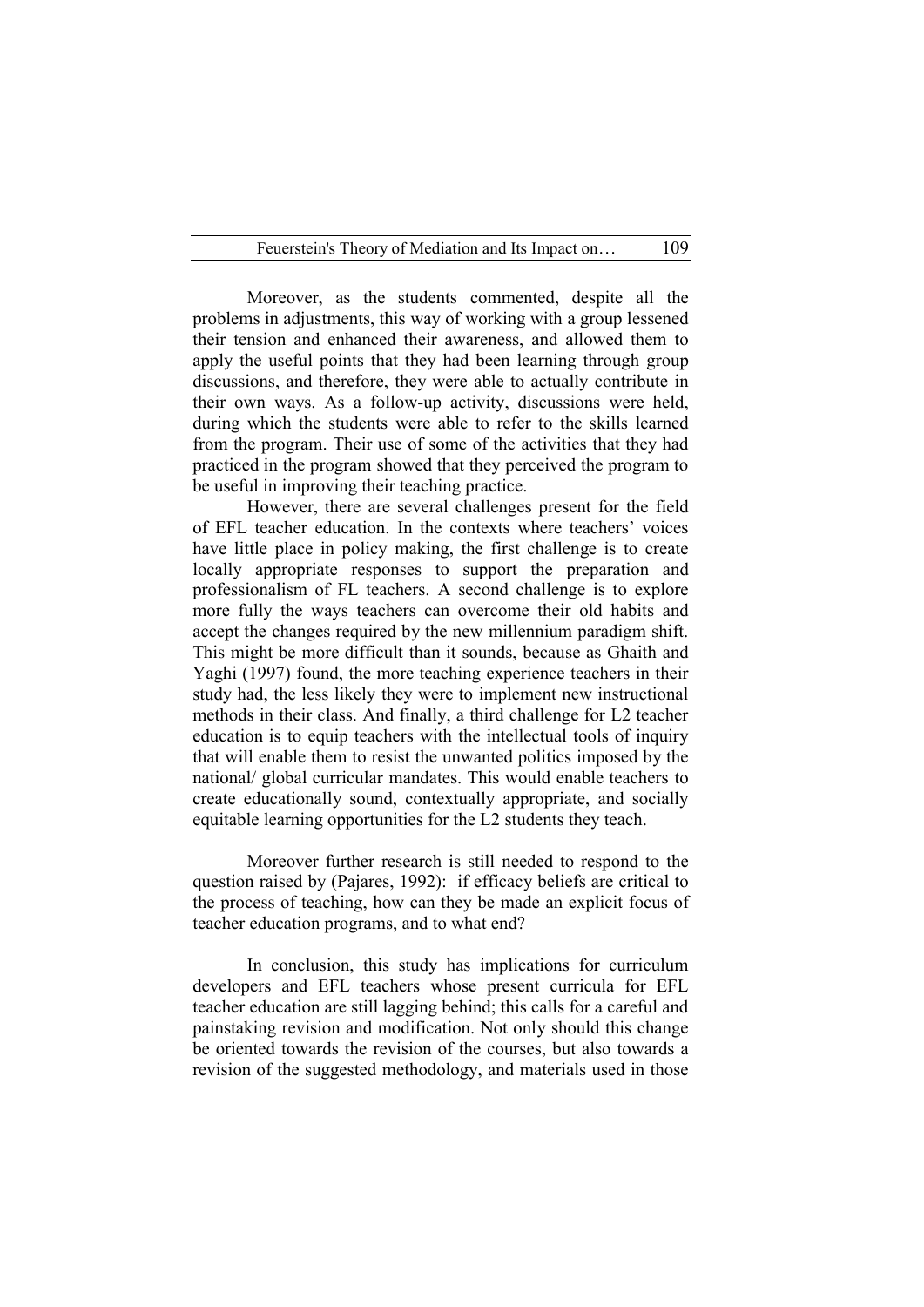Moreover, as the students commented, despite all the problems in adjustments, this way of working with a group lessened their tension and enhanced their awareness, and allowed them to apply the useful points that they had been learning through group discussions, and therefore, they were able to actually contribute in their own ways. As a follow-up activity, discussions were held, during which the students were able to refer to the skills learned from the program. Their use of some of the activities that they had practiced in the program showed that they perceived the program to be useful in improving their teaching practice.

However, there are several challenges present for the field of EFL teacher education. In the contexts where teachers' voices have little place in policy making, the first challenge is to create locally appropriate responses to support the preparation and professionalism of FL teachers. A second challenge is to explore more fully the ways teachers can overcome their old habits and accept the changes required by the new millennium paradigm shift. This might be more difficult than it sounds, because as Ghaith and Yaghi (1997) found, the more teaching experience teachers in their study had, the less likely they were to implement new instructional methods in their class. And finally, a third challenge for L2 teacher education is to equip teachers with the intellectual tools of inquiry that will enable them to resist the unwanted politics imposed by the national/ global curricular mandates. This would enable teachers to create educationally sound, contextually appropriate, and socially equitable learning opportunities for the L2 students they teach.

Moreover further research is still needed to respond to the question raised by (Pajares, 1992): if efficacy beliefs are critical to the process of teaching, how can they be made an explicit focus of teacher education programs, and to what end?

In conclusion, this study has implications for curriculum developers and EFL teachers whose present curricula for EFL teacher education are still lagging behind; this calls for a careful and painstaking revision and modification. Not only should this change be oriented towards the revision of the courses, but also towards a revision of the suggested methodology, and materials used in those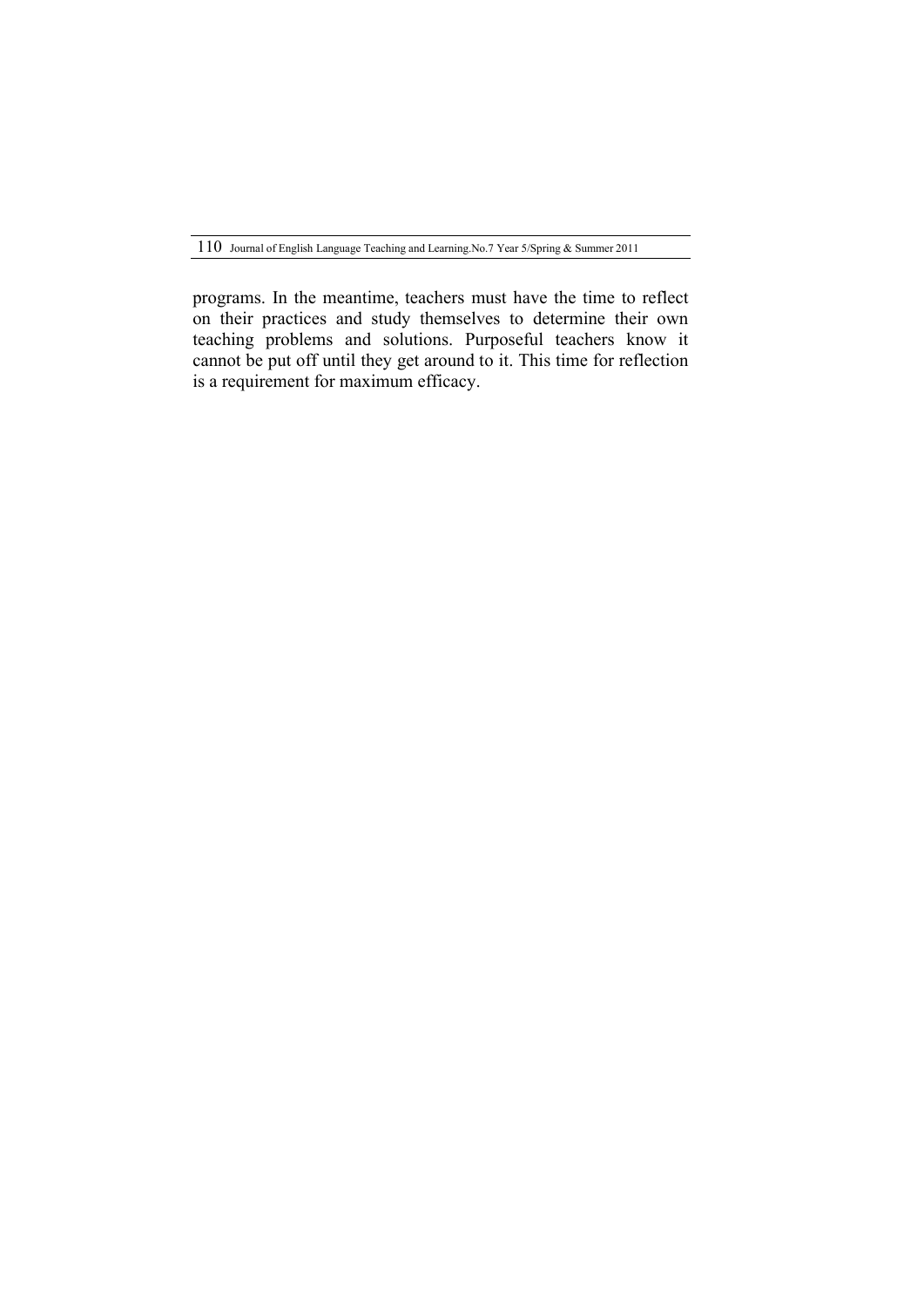programs. In the meantime, teachers must have the time to reflect on their practices and study themselves to determine their own teaching problems and solutions. Purposeful teachers know it cannot be put off until they get around to it. This time for reflection is a requirement for maximum efficacy.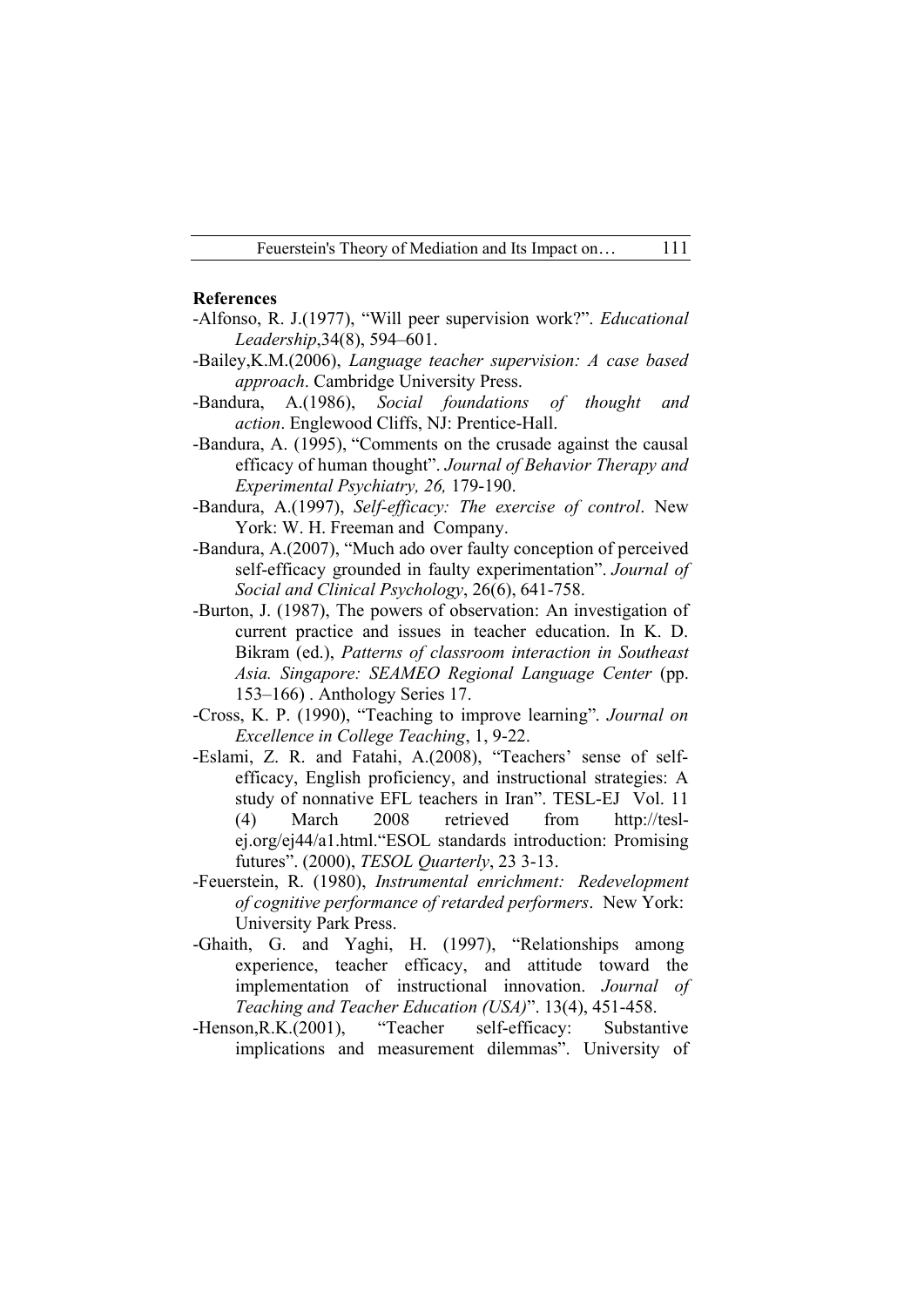**References**

-Alfonso, R. J.(1977), "Will peer supervision work?". *Educational Leadership*,34(8), 594–601.

-Bailey,K.M.(2006), *Language teacher supervision: A case based approach*. Cambridge University Press.

-Bandura, A.(1986), *Social foundations of thought and action*. Englewood Cliffs, NJ: Prentice-Hall.

-Bandura, A. (1995), "Comments on the crusade against the causal efficacy of human thought". *Journal of Behavior Therapy and Experimental Psychiatry, 26,* 179-190.

-Bandura, A.(1997), *Self-efficacy: The exercise of control*. New York: W. H. Freeman and Company.

-Bandura, A.(2007), "Much ado over faulty conception of perceived self-efficacy grounded in faulty experimentation". *Journal of Social and Clinical Psychology*, 26(6), 641-758.

-Burton, J. (1987), The powers of observation: An investigation of current practice and issues in teacher education. In K. D. Bikram (ed.), *Patterns of classroom interaction in Southeast Asia. Singapore: SEAMEO Regional Language Center* (pp. 153–166) . Anthology Series 17.

-Cross, K. P. (1990), "Teaching to improve learning". *Journal on Excellence in College Teaching*, 1, 9-22.

-Eslami, Z. R. and Fatahi, A.(2008), "Teachers' sense of self-efficacy, English proficiency, and instructional strategies: A study of nonnative EFL teachers in Iran". TESL-EJ Vol. 11 (4) March 2008 retrieved from http://tesl-ej.org/ej44/a1.html."ESOL standards introduction: Promising futures". (2000), *TESOL Quarterly*, 23 3-13.

-Feuerstein, R. (1980), *Instrumental enrichment: Redevelopment of cognitive performance of retarded performers*. New York: University Park Press.

-Ghaith, G. and Yaghi, H. (1997), "Relationships among experience, teacher efficacy, and attitude toward the implementation of instructional innovation. *Journal of Teaching and Teacher Education (USA)*". 13(4), 451-458.

-Henson,R.K.(2001), "Teacher self-efficacy: Substantive implications and measurement dilemmas". University of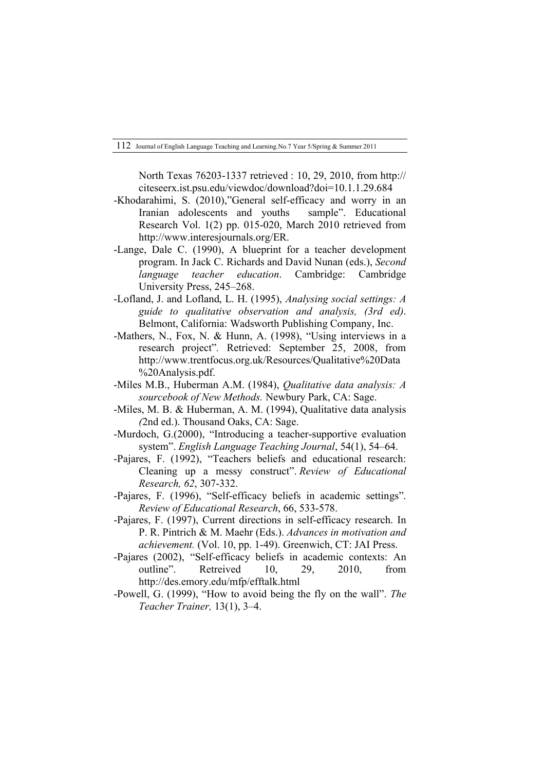North Texas 76203-1337 retrieved : 10, 29, 2010, from http:// citeseerx.ist.psu.edu/viewdoc/download?doi=10.1.1.29.684

-Khodarahimi, S. (2010),"General self-efficacy and worry in an Iranian adolescents and youths sample". Educational Research Vol. 1(2) pp. 015-020, March 2010 retrieved from http://www.interesjournals.org/ER.

-Lange, Dale C. (1990), A blueprint for a teacher development program. In Jack C. Richards and David Nunan (eds.), *Second language teacher education*. Cambridge: Cambridge University Press, 245–268.

-Lofland, J. and Lofland, L. H. (1995), *Analysing social settings: A guide to qualitative observation and analysis, (3rd ed)*. Belmont, California: Wadsworth Publishing Company, Inc.

-Mathers, N., Fox, N. & Hunn, A. (1998), "Using interviews in a research project". Retrieved: September 25, 2008, from http://www.trentfocus.org.uk/Resources/Qualitative%20Data%20Analysis.pdf.

-Miles M.B., Huberman A.M. (1984), *Qualitative data analysis: A sourcebook of New Methods.* Newbury Park, CA: Sage.

-Miles, M. B. & Huberman, A. M. (1994), Qualitative data analysis *(*2nd ed.). Thousand Oaks, CA: Sage.

-Murdoch, G.(2000), "Introducing a teacher-supportive evaluation system". *English Language Teaching Journal*, 54(1), 54–64.

-Pajares, F. (1992), "Teachers beliefs and educational research: Cleaning up a messy construct". *Review of Educational Research, 62*, 307-332.

-Pajares, F. (1996), "Self-efficacy beliefs in academic settings". *Review of Educational Research*, 66, 533-578.

-Pajares, F. (1997), Current directions in self-efficacy research. In P. R. Pintrich & M. Maehr (Eds.). *Advances in motivation and achievement.* (Vol. 10, pp. 1-49). Greenwich, CT: JAI Press.

-Pajares (2002), "Self-efficacy beliefs in academic contexts: An outline". Retreived 10, 29, 2010, from http://des.emory.edu/mfp/efftalk.html

-Powell, G. (1999), "How to avoid being the fly on the wall". *The Teacher Trainer,* 13(1), 3–4.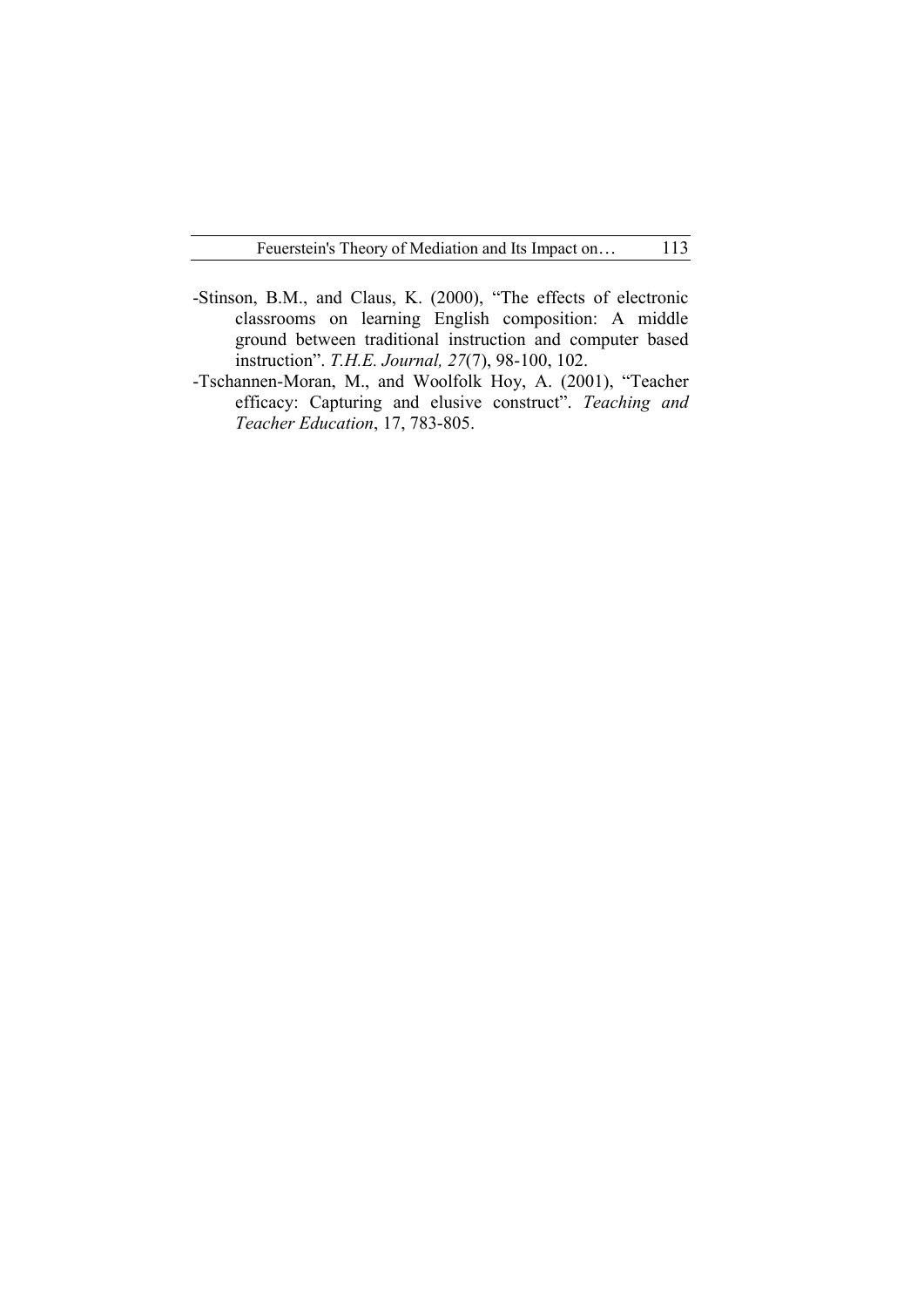-Stinson, B.M., and Claus, K. (2000), "The effects of electronic classrooms on learning English composition: A middle ground between traditional instruction and computer based instruction". *T.H.E. Journal, 27*(7), 98-100, 102.

-Tschannen-Moran, M., and Woolfolk Hoy, A. (2001), "Teacher efficacy: Capturing and elusive construct". *Teaching and Teacher Education*, 17, 783-805.